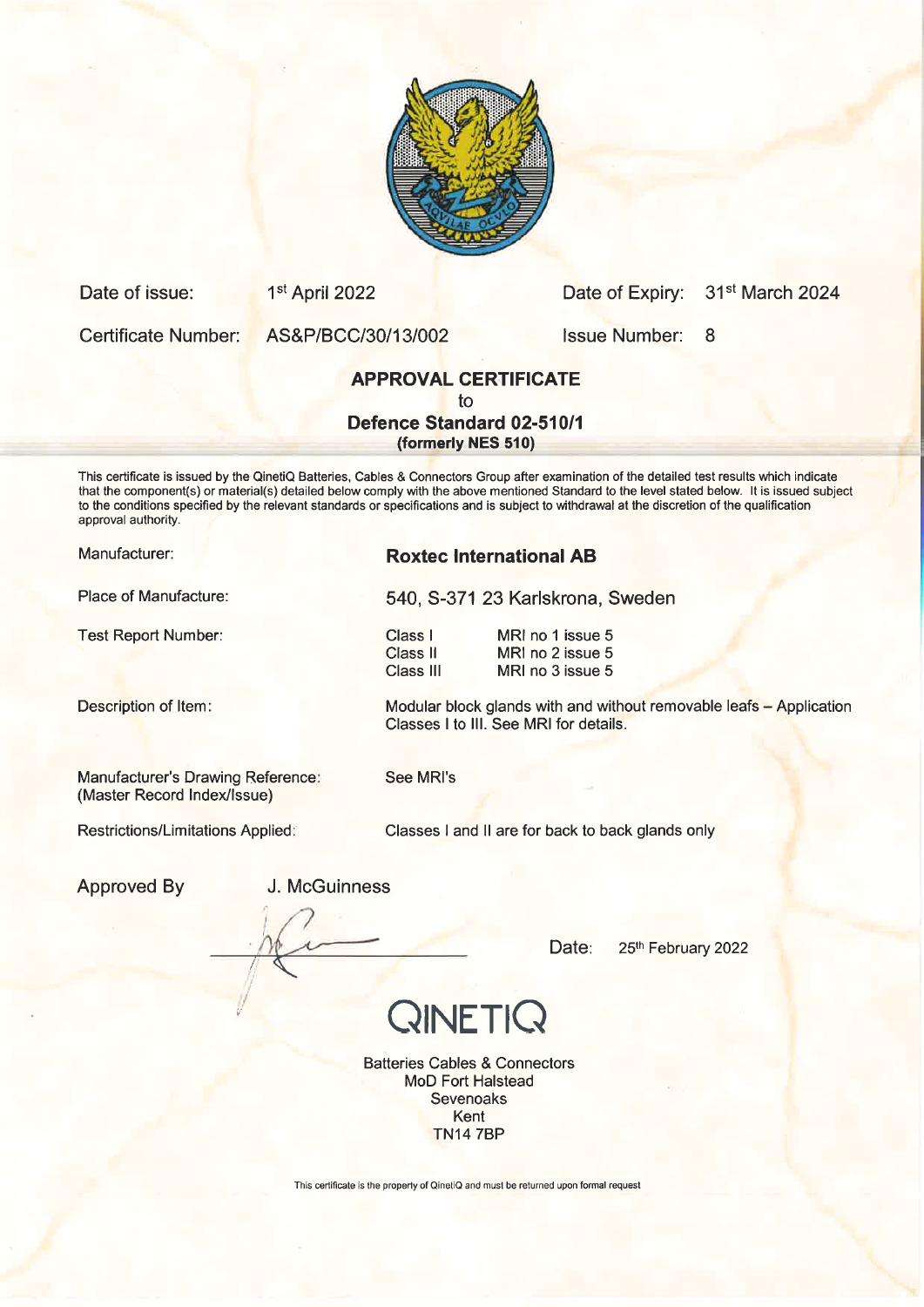Date of issue: 1st April 2022 | Date of Expiry: 31st March 2024

Certificate Number: AS&P/BCC/30/13/002 | Issue Number: 8

## APPROVAL CERTIFICATE

to

## Defence Standard 02-510/1

**(formerly NES 510)**

This certificate is issued by the QinetiQ Batteries, Cables & Connectors Group after examination of the detailed test results which indicate that the component(s) or material(s) detailed below comply with the above mentioned Standard to the level stated below. It is issued subject to the conditions specified by the relevant standards or specifications and is subject to withdrawal at the discretion of the qualification approval authority.

| | |
|---|---|
| Manufacturer: | **Roxtec International AB** |
| Place of Manufacture: | 540, S-371 23 Karlskrona, Sweden |
| Test Report Number: | Class I — MRI no 1 issue 5<br>Class II — MRI no 2 issue 5<br>Class III — MRI no 3 issue 5 |
| Description of Item: | Modular block glands with and without removable leafs – Application Classes I to III. See MRI for details. |
| Manufacturer's Drawing Reference: (Master Record Index/Issue) | See MRI's |
| Restrictions/Limitations Applied: | Classes I and II are for back to back glands only |

Approved By J. McGuinness

Date: 25th February 2022

QINETIQ

Batteries Cables & Connectors
MoD Fort Halstead
Sevenoaks
Kent
TN14 7BP

This certificate is the property of QinetiQ and must be returned upon formal request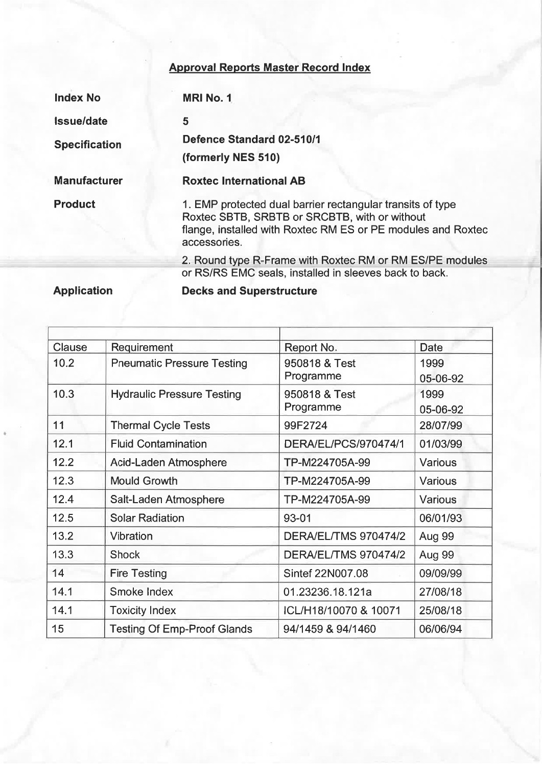## Approval Reports Master Record Index

| | |
|---|---|
| **Index No** | **MRI No. 1** |
| **Issue/date** | **5** |
| **Specification** | **Defence Standard 02-510/1** <br> **(formerly NES 510)** |
| **Manufacturer** | **Roxtec International AB** |
| **Product** | 1. EMP protected dual barrier rectangular transits of type Roxtec SBTB, SRBTB or SRCBTB, with or without flange, installed with Roxtec RM ES or PE modules and Roxtec accessories. <br> 2. Round type R-Frame with Roxtec RM or RM ES/PE modules or RS/RS EMC seals, installed in sleeves back to back. |
| **Application** | **Decks and Superstructure** |

| Clause | Requirement | Report No. | Date |
|---|---|---|---|
| 10.2 | Pneumatic Pressure Testing | 950818 & Test Programme | 1999 05-06-92 |
| 10.3 | Hydraulic Pressure Testing | 950818 & Test Programme | 1999 05-06-92 |
| 11 | Thermal Cycle Tests | 99F2724 | 28/07/99 |
| 12.1 | Fluid Contamination | DERA/EL/PCS/970474/1 | 01/03/99 |
| 12.2 | Acid-Laden Atmosphere | TP-M224705A-99 | Various |
| 12.3 | Mould Growth | TP-M224705A-99 | Various |
| 12.4 | Salt-Laden Atmosphere | TP-M224705A-99 | Various |
| 12.5 | Solar Radiation | 93-01 | 06/01/93 |
| 13.2 | Vibration | DERA/EL/TMS 970474/2 | Aug 99 |
| 13.3 | Shock | DERA/EL/TMS 970474/2 | Aug 99 |
| 14 | Fire Testing | Sintef 22N007.08 | 09/09/99 |
| 14.1 | Smoke Index | 01.23236.18.121a | 27/08/18 |
| 14.1 | Toxicity Index | ICL/H18/10070 & 10071 | 25/08/18 |
| 15 | Testing Of Emp-Proof Glands | 94/1459 & 94/1460 | 06/06/94 |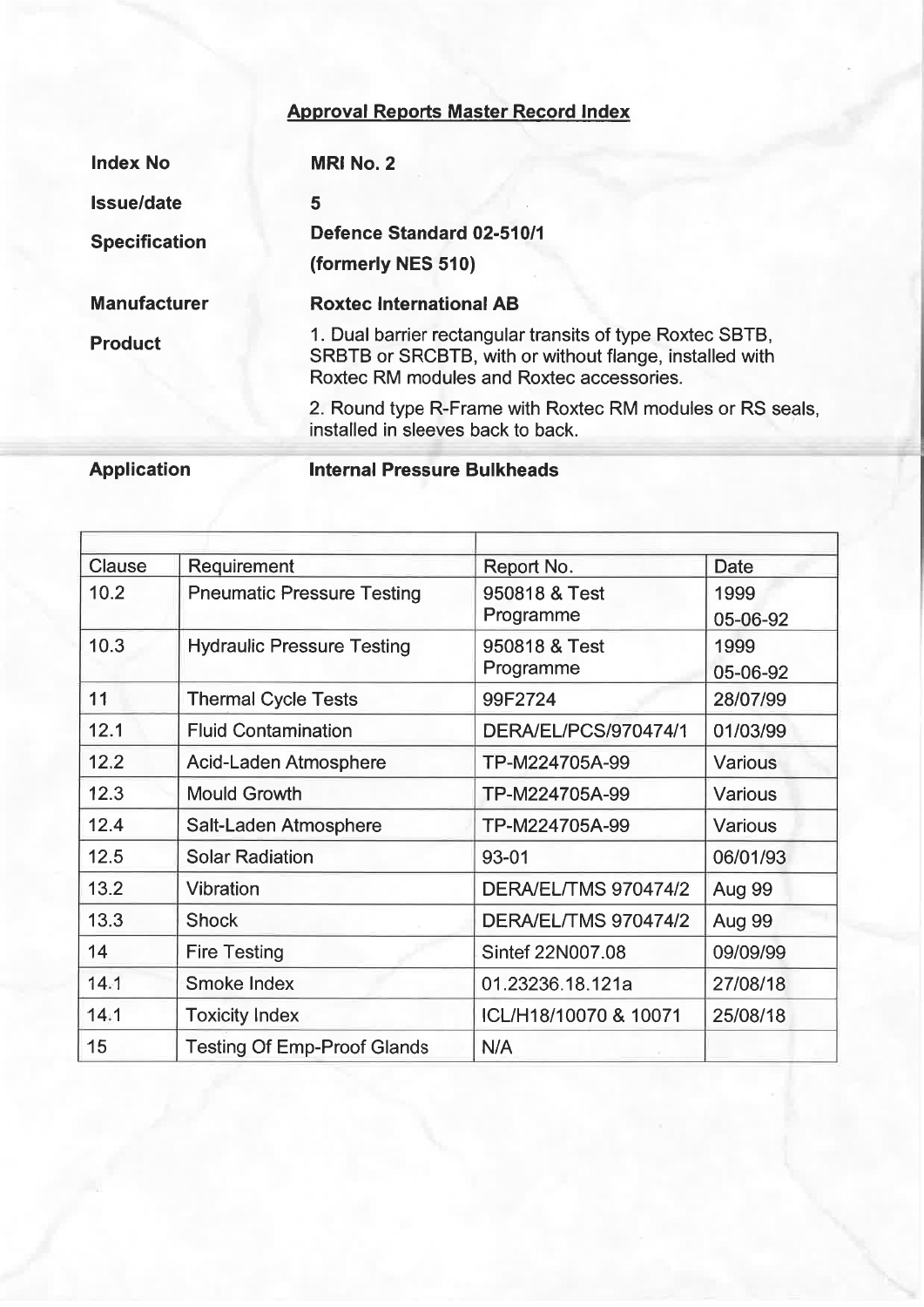## Approval Reports Master Record Index

**Index No** — **MRI No. 2**

**Issue/date** — **5**

**Specification** — **Defence Standard 02-510/1**
**(formerly NES 510)**

**Manufacturer** — **Roxtec International AB**

**Product**

1. Dual barrier rectangular transits of type Roxtec SBTB, SRBTB or SRCBTB, with or without flange, installed with Roxtec RM modules and Roxtec accessories.
2. Round type R-Frame with Roxtec RM modules or RS seals, installed in sleeves back to back.

**Application** — **Internal Pressure Bulkheads**

| Clause | Requirement | Report No. | Date |
|---|---|---|---|
| 10.2 | Pneumatic Pressure Testing | 950818 & Test Programme | 1999 05-06-92 |
| 10.3 | Hydraulic Pressure Testing | 950818 & Test Programme | 1999 05-06-92 |
| 11 | Thermal Cycle Tests | 99F2724 | 28/07/99 |
| 12.1 | Fluid Contamination | DERA/EL/PCS/970474/1 | 01/03/99 |
| 12.2 | Acid-Laden Atmosphere | TP-M224705A-99 | Various |
| 12.3 | Mould Growth | TP-M224705A-99 | Various |
| 12.4 | Salt-Laden Atmosphere | TP-M224705A-99 | Various |
| 12.5 | Solar Radiation | 93-01 | 06/01/93 |
| 13.2 | Vibration | DERA/EL/TMS 970474/2 | Aug 99 |
| 13.3 | Shock | DERA/EL/TMS 970474/2 | Aug 99 |
| 14 | Fire Testing | Sintef 22N007.08 | 09/09/99 |
| 14.1 | Smoke Index | 01.23236.18.121a | 27/08/18 |
| 14.1 | Toxicity Index | ICL/H18/10070 & 10071 | 25/08/18 |
| 15 | Testing Of Emp-Proof Glands | N/A | |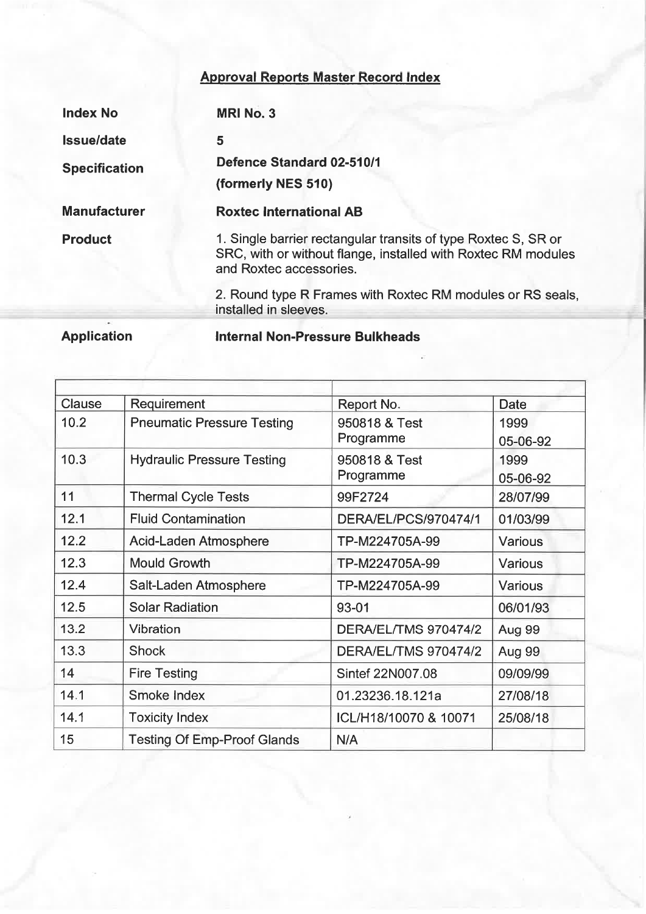## Approval Reports Master Record Index

**Index No** **MRI No. 3**

**Issue/date** **5**

**Specification** **Defence Standard 02-510/1**
**(formerly NES 510)**

**Manufacturer** **Roxtec International AB**

**Product** 1. Single barrier rectangular transits of type Roxtec S, SR or SRC, with or without flange, installed with Roxtec RM modules and Roxtec accessories.

2. Round type R Frames with Roxtec RM modules or RS seals, installed in sleeves.

**Application** **Internal Non-Pressure Bulkheads**

| Clause | Requirement | Report No. | Date |
|---|---|---|---|
| 10.2 | Pneumatic Pressure Testing | 950818 & Test Programme | 1999 05-06-92 |
| 10.3 | Hydraulic Pressure Testing | 950818 & Test Programme | 1999 05-06-92 |
| 11 | Thermal Cycle Tests | 99F2724 | 28/07/99 |
| 12.1 | Fluid Contamination | DERA/EL/PCS/970474/1 | 01/03/99 |
| 12.2 | Acid-Laden Atmosphere | TP-M224705A-99 | Various |
| 12.3 | Mould Growth | TP-M224705A-99 | Various |
| 12.4 | Salt-Laden Atmosphere | TP-M224705A-99 | Various |
| 12.5 | Solar Radiation | 93-01 | 06/01/93 |
| 13.2 | Vibration | DERA/EL/TMS 970474/2 | Aug 99 |
| 13.3 | Shock | DERA/EL/TMS 970474/2 | Aug 99 |
| 14 | Fire Testing | Sintef 22N007.08 | 09/09/99 |
| 14.1 | Smoke Index | 01.23236.18.121a | 27/08/18 |
| 14.1 | Toxicity Index | ICL/H18/10070 & 10071 | 25/08/18 |
| 15 | Testing Of Emp-Proof Glands | N/A | |